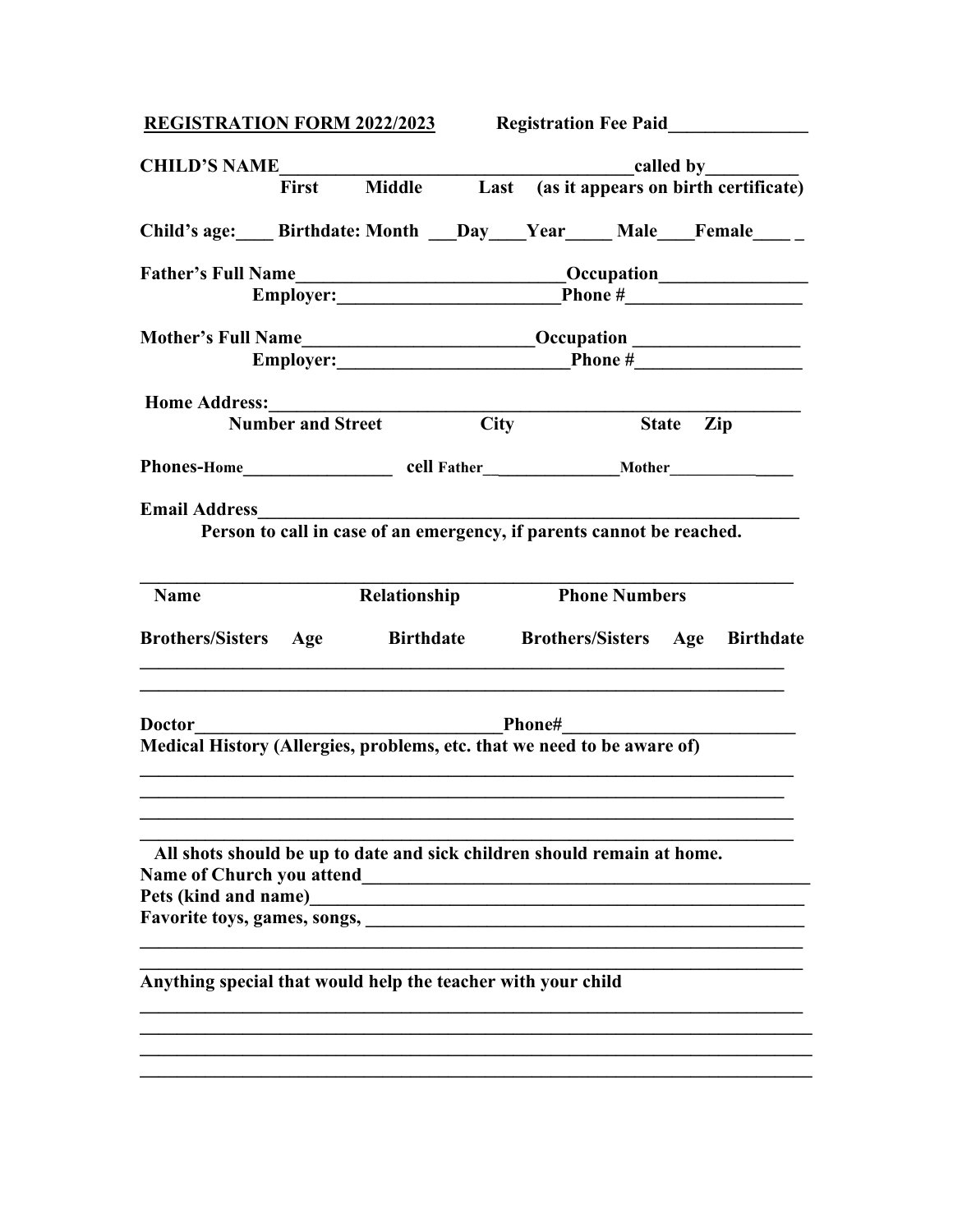**REGISTRATION FORM 2022/2023** **Registration Fee Paid_______________**

**CHILD'S NAME_______________________________________called by__________**
**First Middle Last (as it appears on birth certificate)**

**Child's age:____ Birthdate: Month ___Day____Year_____ Male____Female____ _**

**Father's Full Name____________________________Occupation________________**
**Employer:_______________________Phone #__________________**

**Mother's Full Name________________________Occupation _________________**
**Employer:_________________________Phone #_________________**

**Home Address:_____________________________________________________________**
**Number and Street City State Zip**

**Phones-Home________________ cell Father______________Mother______________**

**Email Address______________________________________________________________**
**Person to call in case of an emergency, if parents cannot be reached.**

**_________________________________________________________________________**
**Name Relationship Phone Numbers**

**Brothers/Sisters Age Birthdate Brothers/Sisters Age Birthdate**
**_________________________________________________________________________**
**_________________________________________________________________________**

**Doctor_________________________________Phone#________________________**
**Medical History (Allergies, problems, etc. that we need to be aware of)**
**_________________________________________________________________________**
**_________________________________________________________________________**
**_________________________________________________________________________**
**_________________________________________________________________________**

**All shots should be up to date and sick children should remain at home.**
**Name of Church you attend__________________________________________________**
**Pets (kind and name)______________________________________________________**
**Favorite toys, games, songs, _______________________________________________**
**_________________________________________________________________________**
**_________________________________________________________________________**

**Anything special that would help the teacher with your child**
**_________________________________________________________________________**
**_________________________________________________________________________**
**_________________________________________________________________________**
**_________________________________________________________________________**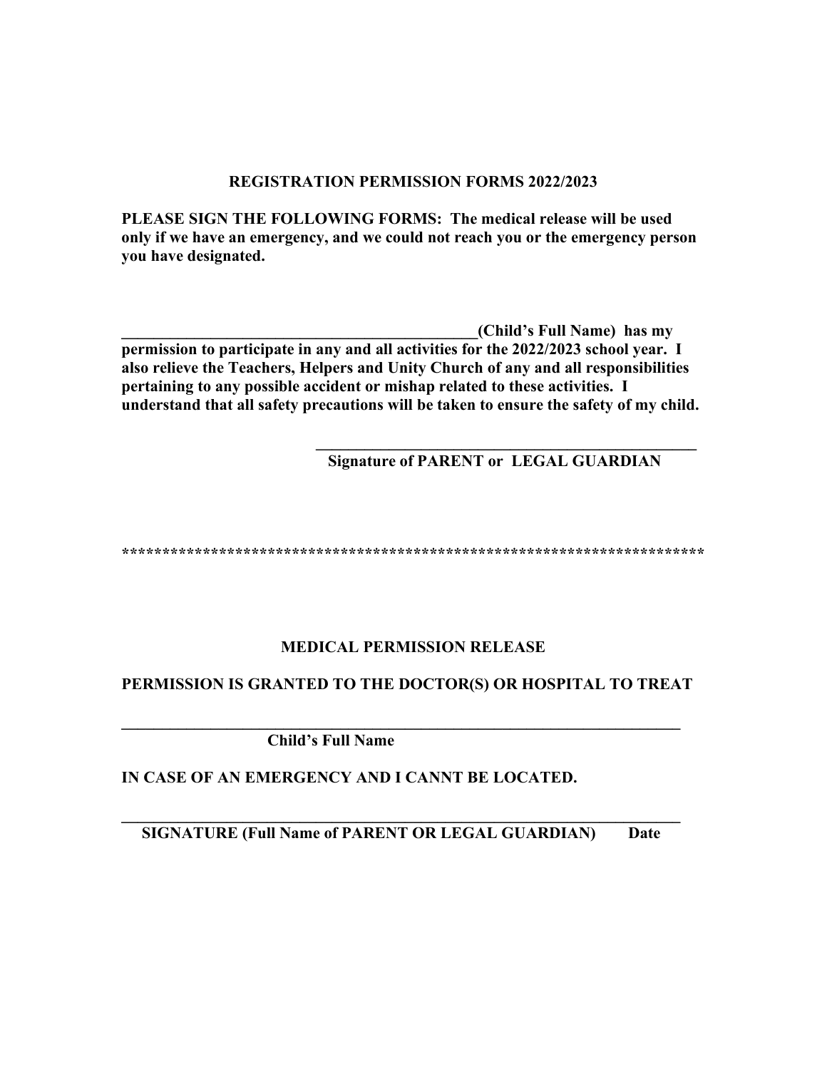**REGISTRATION PERMISSION FORMS 2022/2023**

**PLEASE SIGN THE FOLLOWING FORMS: The medical release will be used only if we have an emergency, and we could not reach you or the emergency person you have designated.**

**_____________________________________________(Child's Full Name) has my permission to participate in any and all activities for the 2022/2023 school year. I also relieve the Teachers, Helpers and Unity Church of any and all responsibilities pertaining to any possible accident or mishap related to these activities. I understand that all safety precautions will be taken to ensure the safety of my child.**

**_________________________________________________**
**Signature of PARENT or LEGAL GUARDIAN**

**************************************************************************

**MEDICAL PERMISSION RELEASE**

**PERMISSION IS GRANTED TO THE DOCTOR(S) OR HOSPITAL TO TREAT**

**______________________________________________________________________**
**Child's Full Name**

**IN CASE OF AN EMERGENCY AND I CANNT BE LOCATED.**

**______________________________________________________________________**
**SIGNATURE (Full Name of PARENT OR LEGAL GUARDIAN) Date**